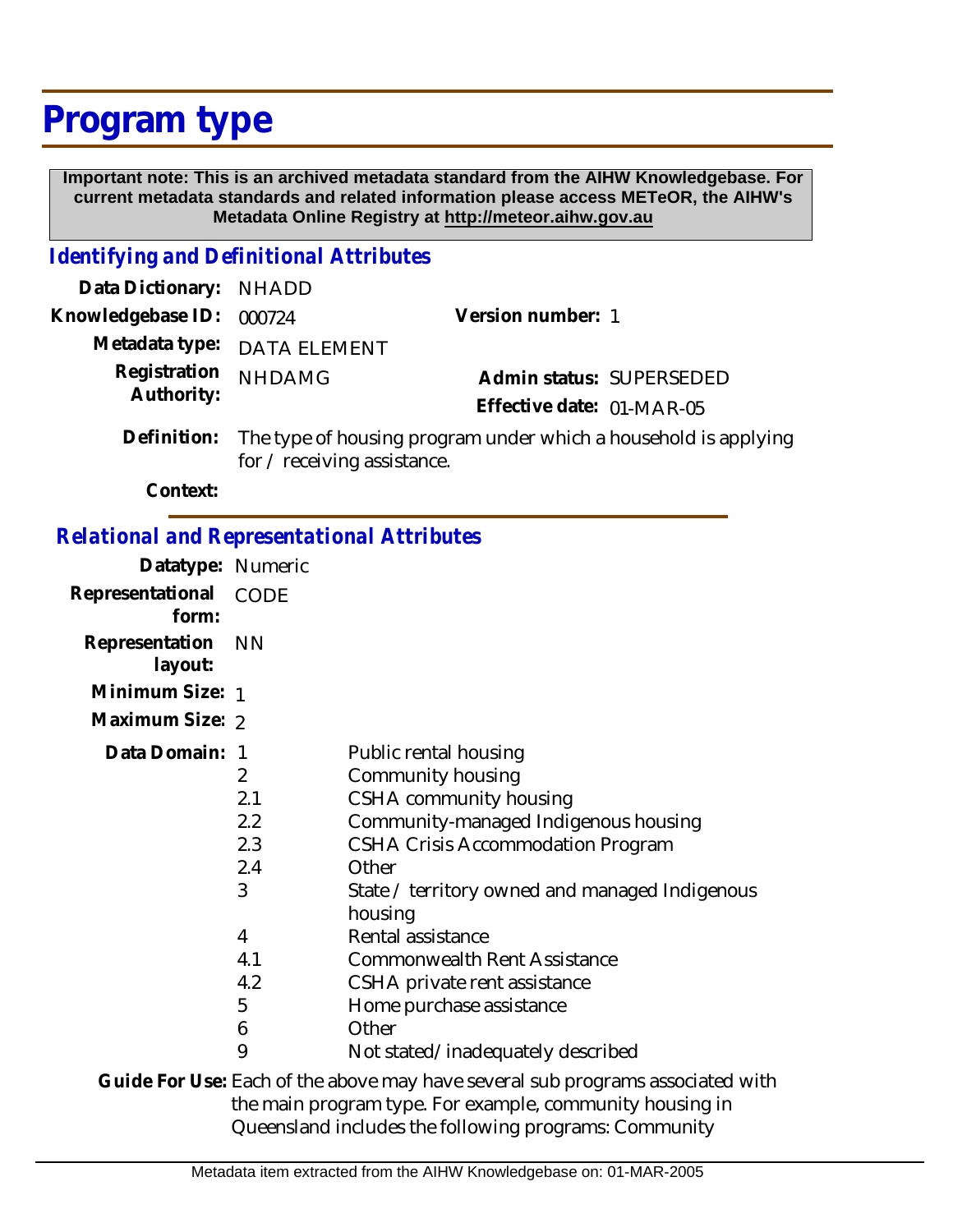# Program type

**Important note: This is an archived metadata standard from the AIHW Knowledgebase. For current metadata standards and related information please access METeOR, the AIHW's Metadata Online Registry at http://meteor.aihw.gov.au**

## *Identifying and Definitional Attributes*

**Data Dictionary:** NHADD

**Knowledgebase ID:** 000724

**Version number:** 1

**Metadata type:** DATA ELEMENT

**Registration Authority:** NHDAMG

**Admin status:** SUPERSEDED

**Effective date:** 01-MAR-05

**Definition:** The type of housing program under which a household is applying for / receiving assistance.

**Context:**

## *Relational and Representational Attributes*

**Datatype:** Numeric

**Representational form:** CODE

**Representation layout:** NN

**Minimum Size:** 1

**Maximum Size:** 2

**Data Domain:**

| Code | Description |
|---|---|
| 1 | Public rental housing |
| 2 | Community housing |
| 2.1 | CSHA community housing |
| 2.2 | Community-managed Indigenous housing |
| 2.3 | CSHA Crisis Accommodation Program |
| 2.4 | Other |
| 3 | State / territory owned and managed Indigenous housing |
| 4 | Rental assistance |
| 4.1 | Commonwealth Rent Assistance |
| 4.2 | CSHA private rent assistance |
| 5 | Home purchase assistance |
| 6 | Other |
| 9 | Not stated/inadequately described |

**Guide For Use:** Each of the above may have several sub programs associated with the main program type. For example, community housing in Queensland includes the following programs: Community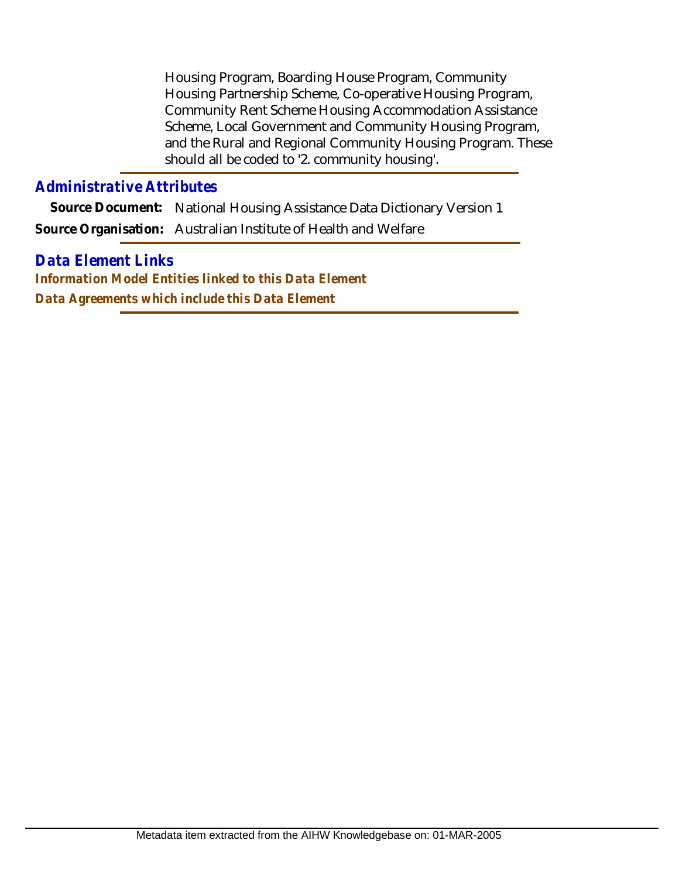Housing Program, Boarding House Program, Community Housing Partnership Scheme, Co-operative Housing Program, Community Rent Scheme Housing Accommodation Assistance Scheme, Local Government and Community Housing Program, and the Rural and Regional Community Housing Program. These should all be coded to '2. community housing'.

## Administrative Attributes

**Source Document:** National Housing Assistance Data Dictionary Version 1

**Source Organisation:** Australian Institute of Health and Welfare

## Data Element Links

***Information Model Entities linked to this Data Element***

***Data Agreements which include this Data Element***